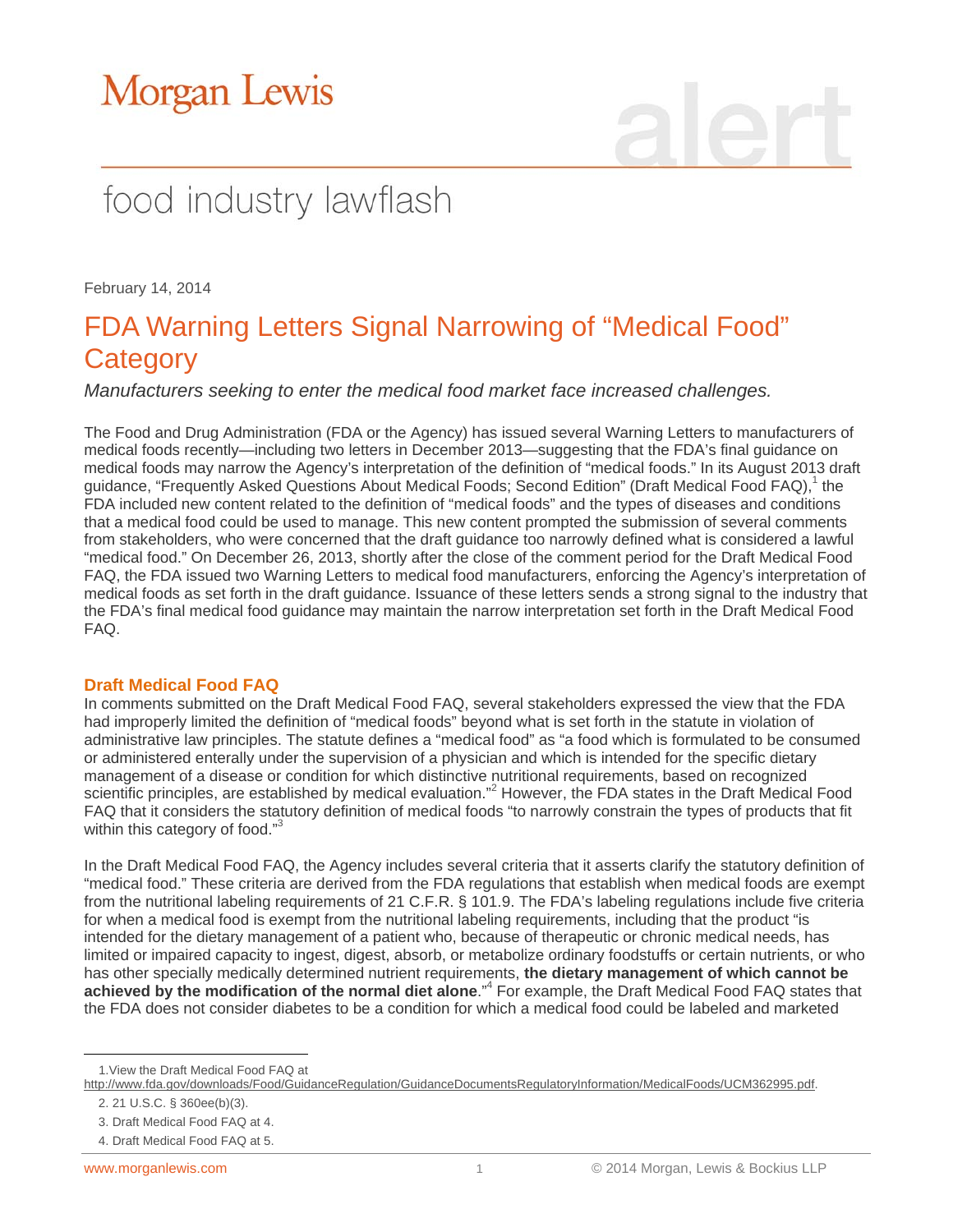# Morgan Lewis

food industry lawflash

February 14, 2014

## FDA Warning Letters Signal Narrowing of "Medical Food" Category

*Manufacturers seeking to enter the medical food market face increased challenges.*

The Food and Drug Administration (FDA or the Agency) has issued several Warning Letters to manufacturers of medical foods recently—including two letters in December 2013—suggesting that the FDA's final guidance on medical foods may narrow the Agency's interpretation of the definition of "medical foods." In its August 2013 draft guidance, "Frequently Asked Questions About Medical Foods; Second Edition" (Draft Medical Food FAQ),[1] the FDA included new content related to the definition of "medical foods" and the types of diseases and conditions that a medical food could be used to manage. This new content prompted the submission of several comments from stakeholders, who were concerned that the draft guidance too narrowly defined what is considered a lawful "medical food." On December 26, 2013, shortly after the close of the comment period for the Draft Medical Food FAQ, the FDA issued two Warning Letters to medical food manufacturers, enforcing the Agency's interpretation of medical foods as set forth in the draft guidance. Issuance of these letters sends a strong signal to the industry that the FDA's final medical food guidance may maintain the narrow interpretation set forth in the Draft Medical Food FAQ.

### Draft Medical Food FAQ

In comments submitted on the Draft Medical Food FAQ, several stakeholders expressed the view that the FDA had improperly limited the definition of "medical foods" beyond what is set forth in the statute in violation of administrative law principles. The statute defines a "medical food" as "a food which is formulated to be consumed or administered enterally under the supervision of a physician and which is intended for the specific dietary management of a disease or condition for which distinctive nutritional requirements, based on recognized scientific principles, are established by medical evaluation."[2] However, the FDA states in the Draft Medical Food FAQ that it considers the statutory definition of medical foods "to narrowly constrain the types of products that fit within this category of food."[3]

In the Draft Medical Food FAQ, the Agency includes several criteria that it asserts clarify the statutory definition of "medical food." These criteria are derived from the FDA regulations that establish when medical foods are exempt from the nutritional labeling requirements of 21 C.F.R. § 101.9. The FDA's labeling regulations include five criteria for when a medical food is exempt from the nutritional labeling requirements, including that the product "is intended for the dietary management of a patient who, because of therapeutic or chronic medical needs, has limited or impaired capacity to ingest, digest, absorb, or metabolize ordinary foodstuffs or certain nutrients, or who has other specially medically determined nutrient requirements, **the dietary management of which cannot be achieved by the modification of the normal diet alone**."[4] For example, the Draft Medical Food FAQ states that the FDA does not consider diabetes to be a condition for which a medical food could be labeled and marketed

---

1. View the Draft Medical Food FAQ at http://www.fda.gov/downloads/Food/GuidanceRegulation/GuidanceDocumentsRegulatoryInformation/MedicalFoods/UCM362995.pdf.
2. 21 U.S.C. § 360ee(b)(3).
3. Draft Medical Food FAQ at 4.
4. Draft Medical Food FAQ at 5.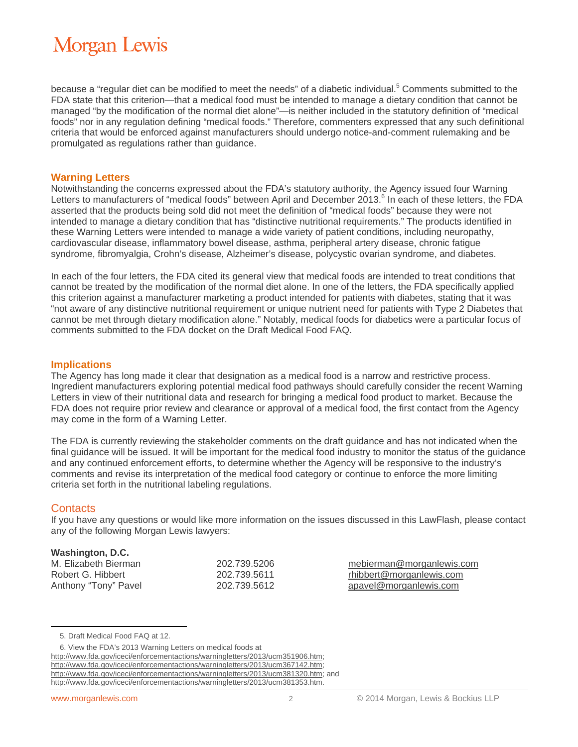because a "regular diet can be modified to meet the needs" of a diabetic individual.[5] Comments submitted to the FDA state that this criterion—that a medical food must be intended to manage a dietary condition that cannot be managed "by the modification of the normal diet alone"—is neither included in the statutory definition of "medical foods" nor in any regulation defining "medical foods." Therefore, commenters expressed that any such definitional criteria that would be enforced against manufacturers should undergo notice-and-comment rulemaking and be promulgated as regulations rather than guidance.

## Warning Letters

Notwithstanding the concerns expressed about the FDA's statutory authority, the Agency issued four Warning Letters to manufacturers of "medical foods" between April and December 2013.[6] In each of these letters, the FDA asserted that the products being sold did not meet the definition of "medical foods" because they were not intended to manage a dietary condition that has "distinctive nutritional requirements." The products identified in these Warning Letters were intended to manage a wide variety of patient conditions, including neuropathy, cardiovascular disease, inflammatory bowel disease, asthma, peripheral artery disease, chronic fatigue syndrome, fibromyalgia, Crohn's disease, Alzheimer's disease, polycystic ovarian syndrome, and diabetes.

In each of the four letters, the FDA cited its general view that medical foods are intended to treat conditions that cannot be treated by the modification of the normal diet alone. In one of the letters, the FDA specifically applied this criterion against a manufacturer marketing a product intended for patients with diabetes, stating that it was "not aware of any distinctive nutritional requirement or unique nutrient need for patients with Type 2 Diabetes that cannot be met through dietary modification alone." Notably, medical foods for diabetics were a particular focus of comments submitted to the FDA docket on the Draft Medical Food FAQ.

## Implications

The Agency has long made it clear that designation as a medical food is a narrow and restrictive process. Ingredient manufacturers exploring potential medical food pathways should carefully consider the recent Warning Letters in view of their nutritional data and research for bringing a medical food product to market. Because the FDA does not require prior review and clearance or approval of a medical food, the first contact from the Agency may come in the form of a Warning Letter.

The FDA is currently reviewing the stakeholder comments on the draft guidance and has not indicated when the final guidance will be issued. It will be important for the medical food industry to monitor the status of the guidance and any continued enforcement efforts, to determine whether the Agency will be responsive to the industry's comments and revise its interpretation of the medical food category or continue to enforce the more limiting criteria set forth in the nutritional labeling regulations.

## Contacts

If you have any questions or would like more information on the issues discussed in this LawFlash, please contact any of the following Morgan Lewis lawyers:

**Washington, D.C.**

| | | |
|---|---|---|
| M. Elizabeth Bierman | 202.739.5206 | mebierman@morganlewis.com |
| Robert G. Hibbert | 202.739.5611 | rhibbert@morganlewis.com |
| Anthony "Tony" Pavel | 202.739.5612 | apavel@morganlewis.com |

---

5. Draft Medical Food FAQ at 12.

6. View the FDA's 2013 Warning Letters on medical foods at http://www.fda.gov/iceci/enforcementactions/warningletters/2013/ucm351906.htm; http://www.fda.gov/iceci/enforcementactions/warningletters/2013/ucm367142.htm; http://www.fda.gov/iceci/enforcementactions/warningletters/2013/ucm381320.htm; and http://www.fda.gov/iceci/enforcementactions/warningletters/2013/ucm381353.htm.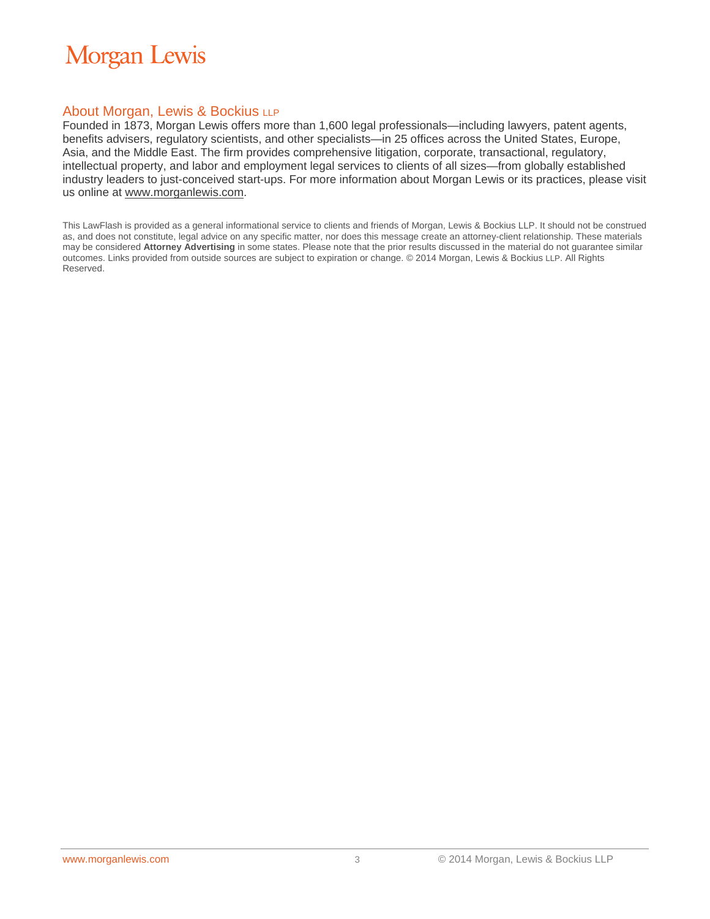Morgan Lewis

## About Morgan, Lewis & Bockius LLP

Founded in 1873, Morgan Lewis offers more than 1,600 legal professionals—including lawyers, patent agents, benefits advisers, regulatory scientists, and other specialists—in 25 offices across the United States, Europe, Asia, and the Middle East. The firm provides comprehensive litigation, corporate, transactional, regulatory, intellectual property, and labor and employment legal services to clients of all sizes—from globally established industry leaders to just-conceived start-ups. For more information about Morgan Lewis or its practices, please visit us online at www.morganlewis.com.

This LawFlash is provided as a general informational service to clients and friends of Morgan, Lewis & Bockius LLP. It should not be construed as, and does not constitute, legal advice on any specific matter, nor does this message create an attorney-client relationship. These materials may be considered **Attorney Advertising** in some states. Please note that the prior results discussed in the material do not guarantee similar outcomes. Links provided from outside sources are subject to expiration or change. © 2014 Morgan, Lewis & Bockius LLP. All Rights Reserved.